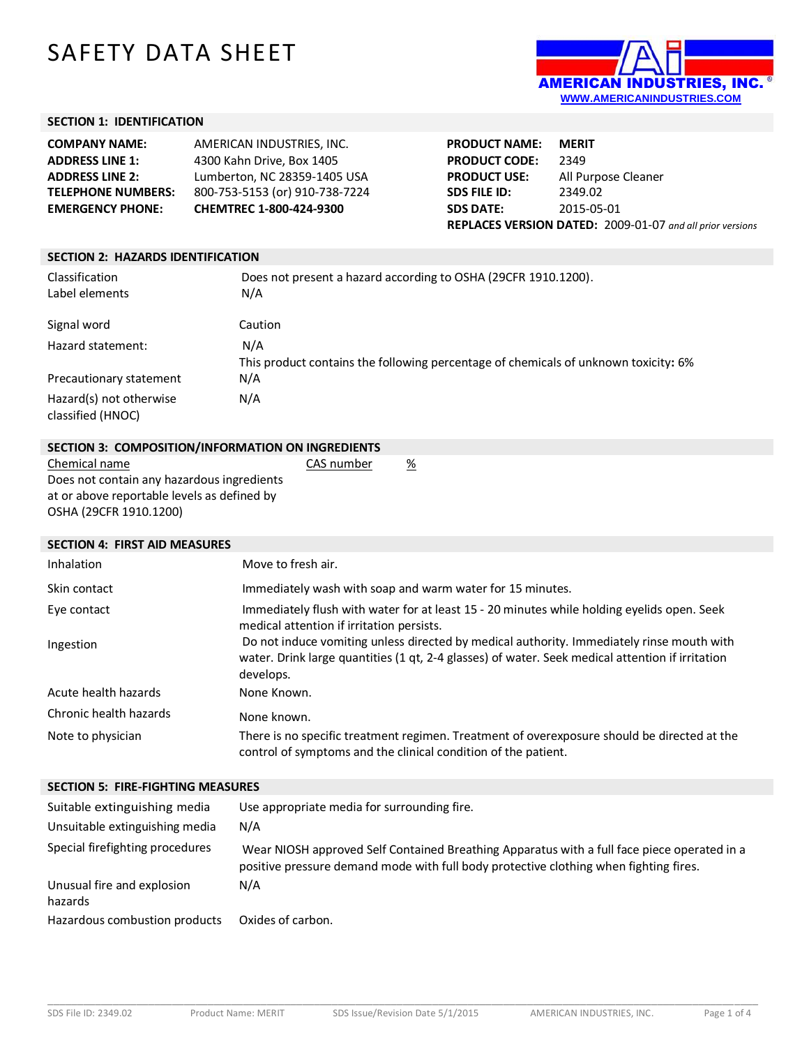# SAFETY DATA SHEET

AMERICAN INDUSTRIES, INC.
WWW.AMERICANINDUSTRIES.COM

## SECTION 1: IDENTIFICATION

| | |
|---|---|
| **COMPANY NAME:** | AMERICAN INDUSTRIES, INC. |
| **ADDRESS LINE 1:** | 4300 Kahn Drive, Box 1405 |
| **ADDRESS LINE 2:** | Lumberton, NC 28359-1405 USA |
| **TELEPHONE NUMBERS:** | 800-753-5153 (or) 910-738-7224 |
| **EMERGENCY PHONE:** | **CHEMTREC 1-800-424-9300** |

| | |
|---|---|
| **PRODUCT NAME:** | **MERIT** |
| **PRODUCT CODE:** | 2349 |
| **PRODUCT USE:** | All Purpose Cleaner |
| **SDS FILE ID:** | 2349.02 |
| **SDS DATE:** | 2015-05-01 |

**REPLACES VERSION DATED:** 2009-01-07 *and all prior versions*

## SECTION 2: HAZARDS IDENTIFICATION

| | |
|---|---|
| Classification | Does not present a hazard according to OSHA (29CFR 1910.1200). |
| Label elements | N/A |
| Signal word | Caution |
| Hazard statement: | N/A<br>This product contains the following percentage of chemicals of unknown toxicity**:** 6% |
| Precautionary statement | N/A |
| Hazard(s) not otherwise classified (HNOC) | N/A |

## SECTION 3: COMPOSITION/INFORMATION ON INGREDIENTS

| Chemical name | CAS number | % |
|---|---|---|
| Does not contain any hazardous ingredients at or above reportable levels as defined by OSHA (29CFR 1910.1200) | | |

## SECTION 4: FIRST AID MEASURES

| | |
|---|---|
| Inhalation | Move to fresh air. |
| Skin contact | Immediately wash with soap and warm water for 15 minutes. |
| Eye contact | Immediately flush with water for at least 15 - 20 minutes while holding eyelids open. Seek medical attention if irritation persists. |
| Ingestion | Do not induce vomiting unless directed by medical authority. Immediately rinse mouth with water. Drink large quantities (1 qt, 2-4 glasses) of water. Seek medical attention if irritation develops. |
| Acute health hazards | None Known. |
| Chronic health hazards | None known. |
| Note to physician | There is no specific treatment regimen. Treatment of overexposure should be directed at the control of symptoms and the clinical condition of the patient. |

## SECTION 5: FIRE-FIGHTING MEASURES

| | |
|---|---|
| Suitable extinguishing media | Use appropriate media for surrounding fire. |
| Unsuitable extinguishing media | N/A |
| Special firefighting procedures | Wear NIOSH approved Self Contained Breathing Apparatus with a full face piece operated in a positive pressure demand mode with full body protective clothing when fighting fires. |
| Unusual fire and explosion hazards | N/A |
| Hazardous combustion products | Oxides of carbon. |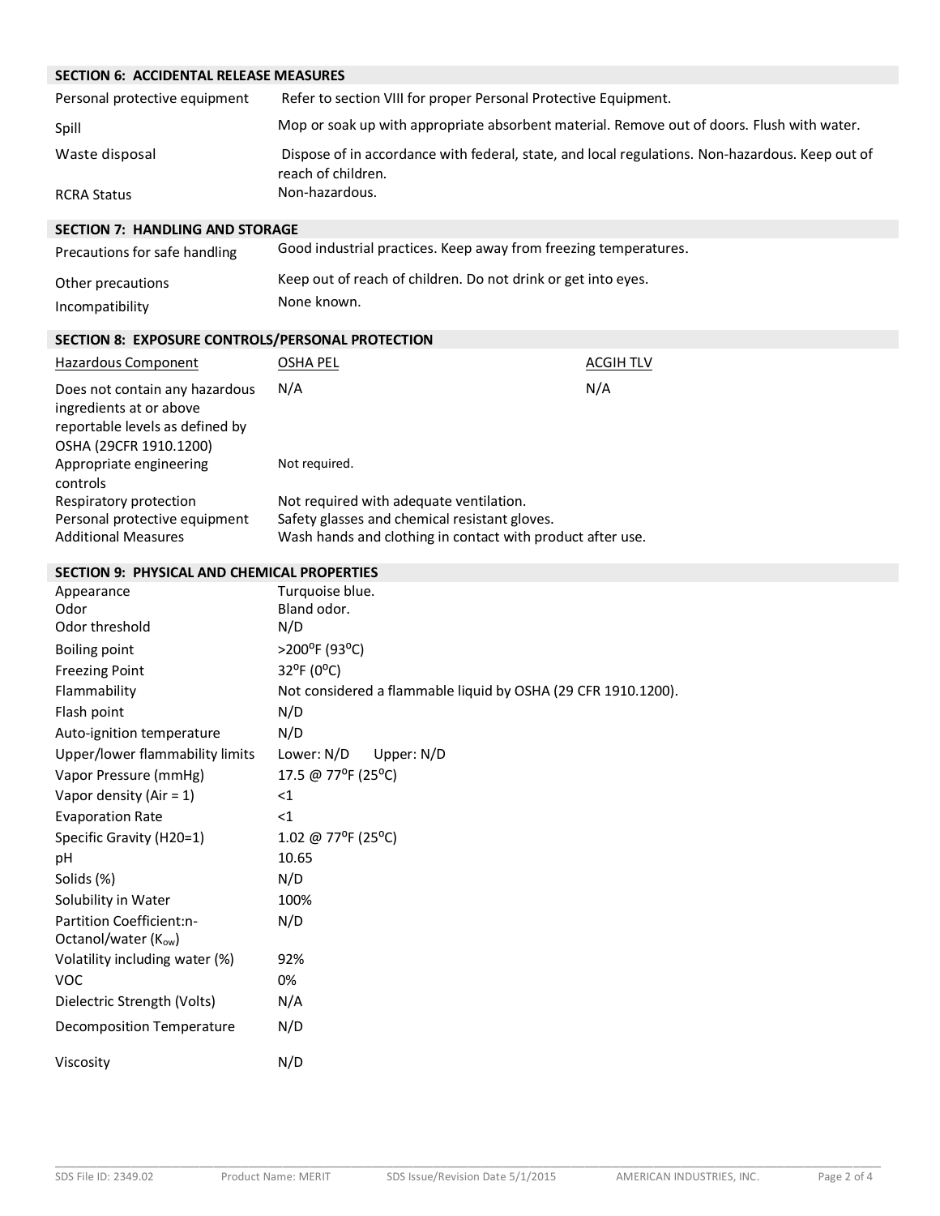## SECTION 6: ACCIDENTAL RELEASE MEASURES

| | |
|---|---|
| Personal protective equipment | Refer to section VIII for proper Personal Protective Equipment. |
| Spill | Mop or soak up with appropriate absorbent material. Remove out of doors. Flush with water. |
| Waste disposal | Dispose of in accordance with federal, state, and local regulations. Non-hazardous. Keep out of reach of children. |
| RCRA Status | Non-hazardous. |

## SECTION 7: HANDLING AND STORAGE

| | |
|---|---|
| Precautions for safe handling | Good industrial practices. Keep away from freezing temperatures. |
| Other precautions | Keep out of reach of children. Do not drink or get into eyes. |
| Incompatibility | None known. |

## SECTION 8: EXPOSURE CONTROLS/PERSONAL PROTECTION

| Hazardous Component | OSHA PEL | ACGIH TLV |
|---|---|---|
| Does not contain any hazardous ingredients at or above reportable levels as defined by OSHA (29CFR 1910.1200) | N/A | N/A |
| Appropriate engineering controls | Not required. | |
| Respiratory protection | Not required with adequate ventilation. | |
| Personal protective equipment | Safety glasses and chemical resistant gloves. | |
| Additional Measures | Wash hands and clothing in contact with product after use. | |

## SECTION 9: PHYSICAL AND CHEMICAL PROPERTIES

| | |
|---|---|
| Appearance | Turquoise blue. |
| Odor | Bland odor. |
| Odor threshold | N/D |
| Boiling point | >200$^o$F (93$^o$C) |
| Freezing Point | 32$^o$F (0$^o$C) |
| Flammability | Not considered a flammable liquid by OSHA (29 CFR 1910.1200). |
| Flash point | N/D |
| Auto-ignition temperature | N/D |
| Upper/lower flammability limits | Lower: N/D Upper: N/D |
| Vapor Pressure (mmHg) | 17.5 @ 77$^o$F (25$^o$C) |
| Vapor density (Air = 1) | <1 |
| Evaporation Rate | <1 |
| Specific Gravity (H20=1) | 1.02 @ 77$^o$F (25$^o$C) |
| pH | 10.65 |
| Solids (%) | N/D |
| Solubility in Water | 100% |
| Partition Coefficient:n-Octanol/water ($K_{ow}$) | N/D |
| Volatility including water (%) | 92% |
| VOC | 0% |
| Dielectric Strength (Volts) | N/A |
| Decomposition Temperature | N/D |
| Viscosity | N/D |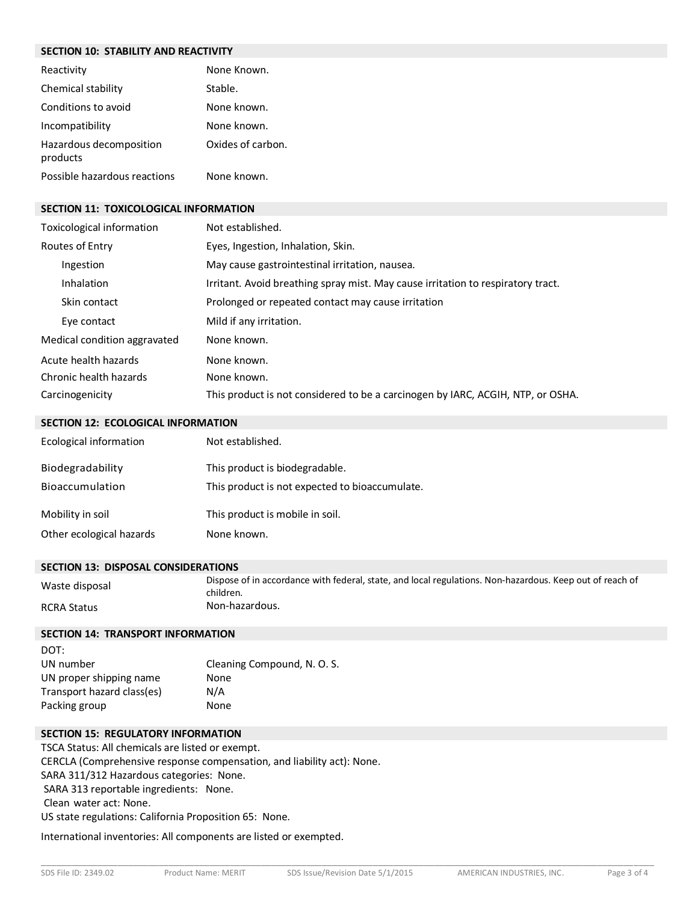## SECTION 10: STABILITY AND REACTIVITY

| | |
|---|---|
| Reactivity | None Known. |
| Chemical stability | Stable. |
| Conditions to avoid | None known. |
| Incompatibility | None known. |
| Hazardous decomposition products | Oxides of carbon. |
| Possible hazardous reactions | None known. |

## SECTION 11: TOXICOLOGICAL INFORMATION

| | |
|---|---|
| Toxicological information | Not established. |
| Routes of Entry | Eyes, Ingestion, Inhalation, Skin. |
| Ingestion | May cause gastrointestinal irritation, nausea. |
| Inhalation | Irritant. Avoid breathing spray mist. May cause irritation to respiratory tract. |
| Skin contact | Prolonged or repeated contact may cause irritation |
| Eye contact | Mild if any irritation. |
| Medical condition aggravated | None known. |
| Acute health hazards | None known. |
| Chronic health hazards | None known. |
| Carcinogenicity | This product is not considered to be a carcinogen by IARC, ACGIH, NTP, or OSHA. |

## SECTION 12: ECOLOGICAL INFORMATION

| | |
|---|---|
| Ecological information | Not established. |
| Biodegradability | This product is biodegradable. |
| Bioaccumulation | This product is not expected to bioaccumulate. |
| Mobility in soil | This product is mobile in soil. |
| Other ecological hazards | None known. |

## SECTION 13: DISPOSAL CONSIDERATIONS

| | |
|---|---|
| Waste disposal | Dispose of in accordance with federal, state, and local regulations. Non-hazardous. Keep out of reach of children. |
| RCRA Status | Non-hazardous. |

## SECTION 14: TRANSPORT INFORMATION

DOT:

| | |
|---|---|
| UN number | Cleaning Compound, N. O. S. |
| UN proper shipping name | None |
| Transport hazard class(es) | N/A |
| Packing group | None |

## SECTION 15: REGULATORY INFORMATION

TSCA Status: All chemicals are listed or exempt.
CERCLA (Comprehensive response compensation, and liability act): None.
SARA 311/312 Hazardous categories: None.
SARA 313 reportable ingredients: None.
Clean water act: None.
US state regulations: California Proposition 65: None.

International inventories: All components are listed or exempted.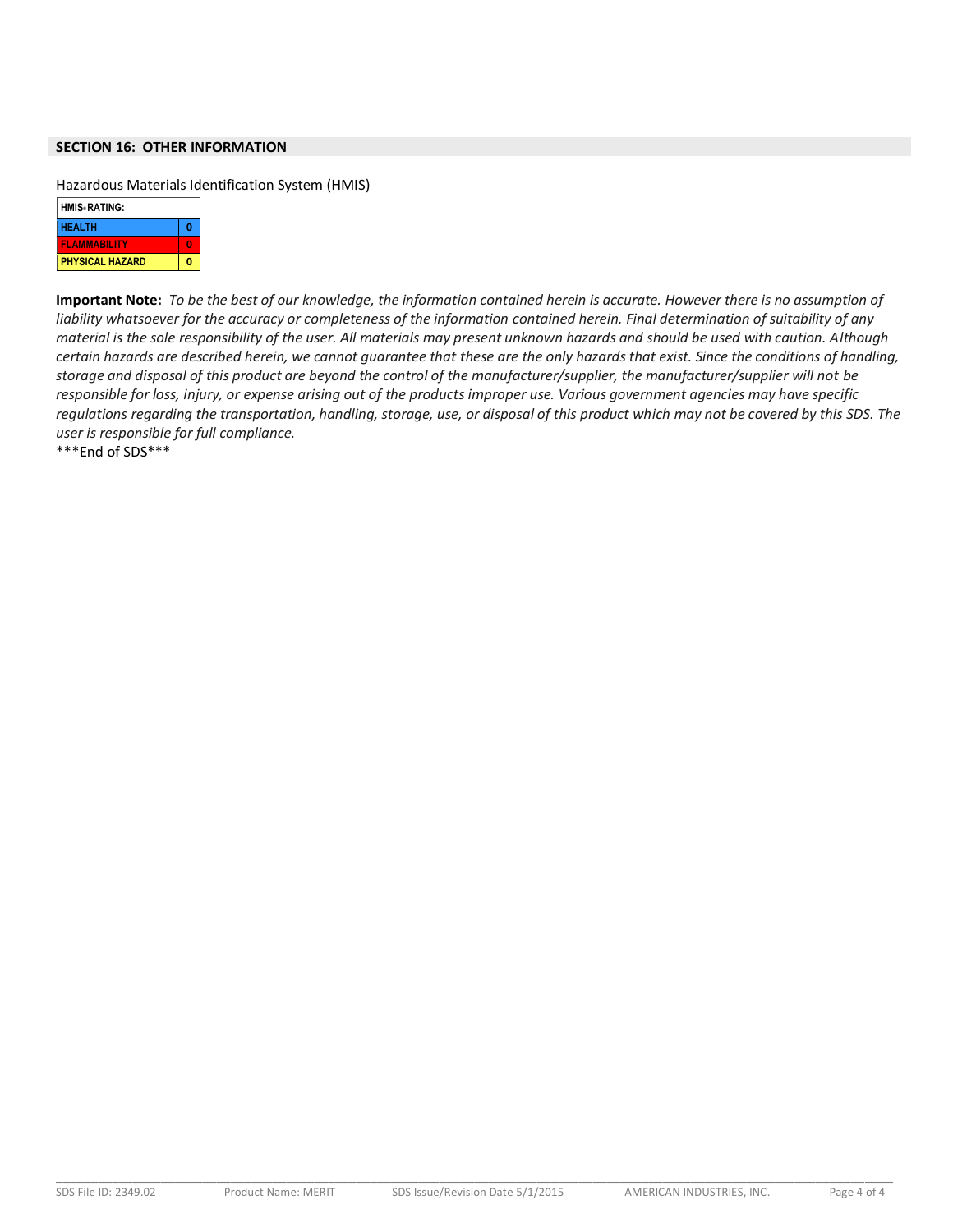## SECTION 16: OTHER INFORMATION

Hazardous Materials Identification System (HMIS)

| HMIS® RATING: | |
|---|---|
| HEALTH | 0 |
| FLAMMABILITY | 0 |
| PHYSICAL HAZARD | 0 |

**Important Note:** *To be the best of our knowledge, the information contained herein is accurate. However there is no assumption of liability whatsoever for the accuracy or completeness of the information contained herein. Final determination of suitability of any material is the sole responsibility of the user. All materials may present unknown hazards and should be used with caution. Although certain hazards are described herein, we cannot guarantee that these are the only hazards that exist. Since the conditions of handling, storage and disposal of this product are beyond the control of the manufacturer/supplier, the manufacturer/supplier will not be responsible for loss, injury, or expense arising out of the products improper use. Various government agencies may have specific regulations regarding the transportation, handling, storage, use, or disposal of this product which may not be covered by this SDS. The user is responsible for full compliance.*

***End of SDS***